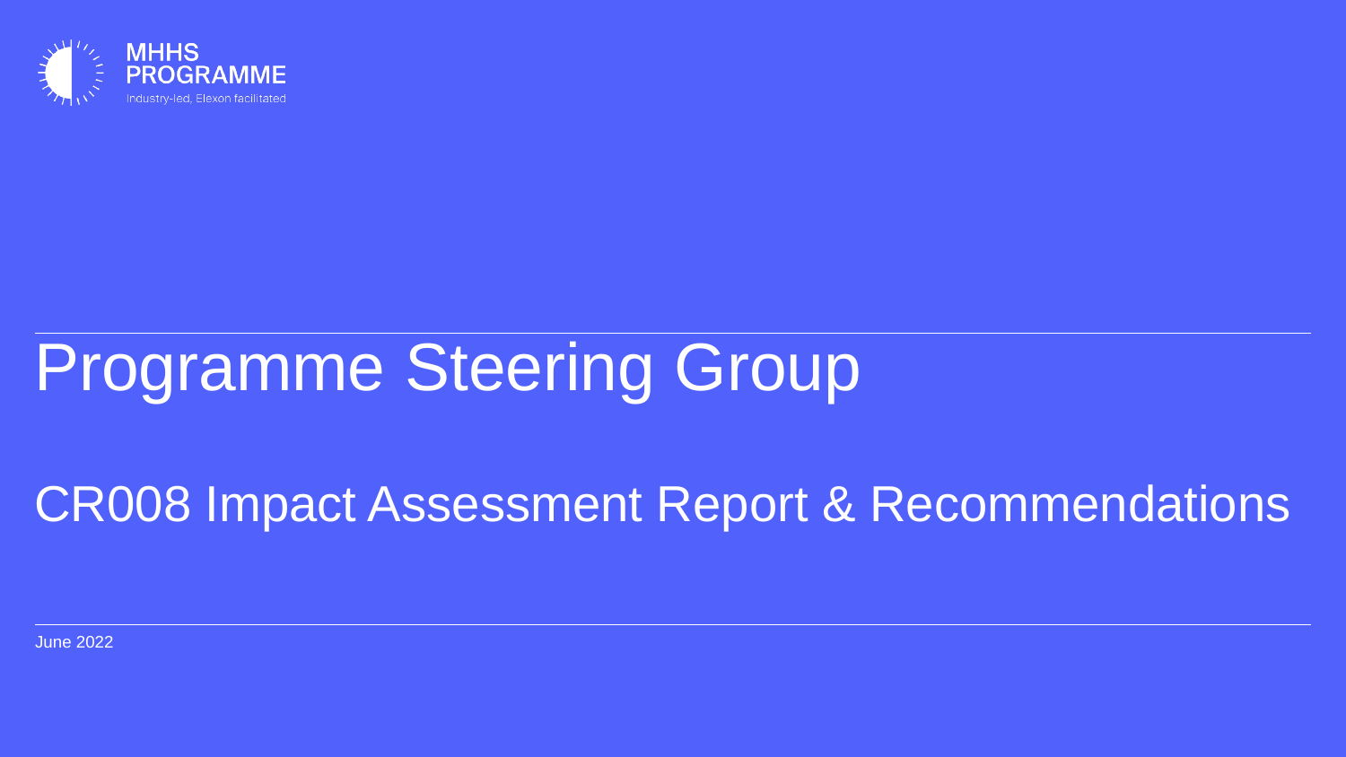MHHS PROGRAMME

Industry-led, Elexon facilitated

# Programme Steering Group

## CR008 Impact Assessment Report & Recommendations

June 2022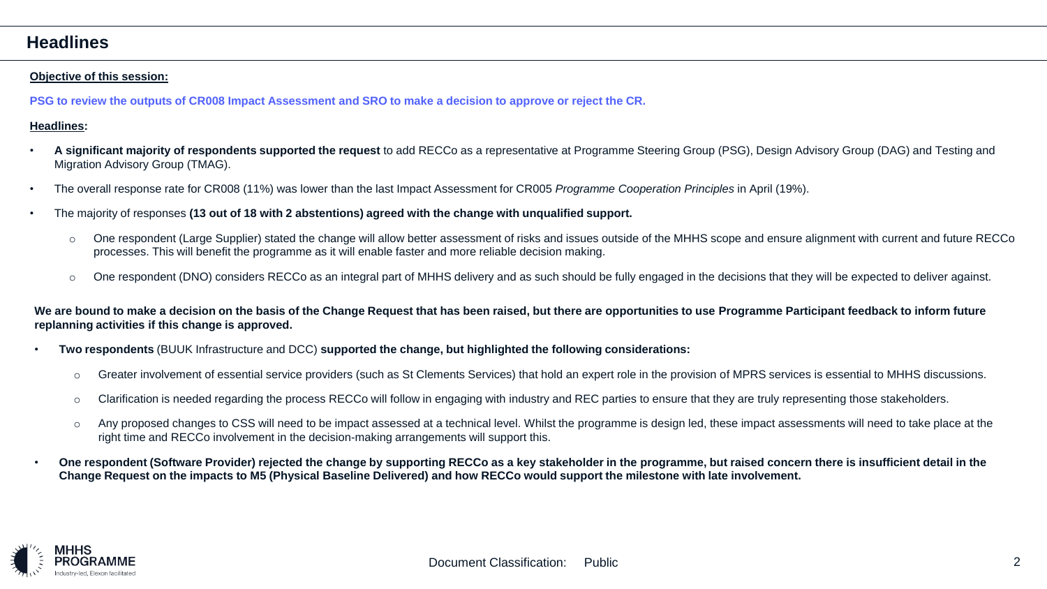## Headlines

**Objective of this session:**

**PSG to review the outputs of CR008 Impact Assessment and SRO to make a decision to approve or reject the CR.**

**Headlines:**

- **A significant majority of respondents supported the request** to add RECCo as a representative at Programme Steering Group (PSG), Design Advisory Group (DAG) and Testing and Migration Advisory Group (TMAG).
- The overall response rate for CR008 (11%) was lower than the last Impact Assessment for CR005 *Programme Cooperation Principles* in April (19%).
- The majority of responses **(13 out of 18 with 2 abstentions) agreed with the change with unqualified support.**
  - One respondent (Large Supplier) stated the change will allow better assessment of risks and issues outside of the MHHS scope and ensure alignment with current and future RECCo processes. This will benefit the programme as it will enable faster and more reliable decision making.
  - One respondent (DNO) considers RECCo as an integral part of MHHS delivery and as such should be fully engaged in the decisions that they will be expected to deliver against.

**We are bound to make a decision on the basis of the Change Request that has been raised, but there are opportunities to use Programme Participant feedback to inform future replanning activities if this change is approved.**

- **Two respondents** (BUUK Infrastructure and DCC) **supported the change, but highlighted the following considerations:**
  - Greater involvement of essential service providers (such as St Clements Services) that hold an expert role in the provision of MPRS services is essential to MHHS discussions.
  - Clarification is needed regarding the process RECCo will follow in engaging with industry and REC parties to ensure that they are truly representing those stakeholders.
  - Any proposed changes to CSS will need to be impact assessed at a technical level. Whilst the programme is design led, these impact assessments will need to take place at the right time and RECCo involvement in the decision-making arrangements will support this.
- **One respondent (Software Provider) rejected the change by supporting RECCo as a key stakeholder in the programme, but raised concern there is insufficient detail in the Change Request on the impacts to M5 (Physical Baseline Delivered) and how RECCo would support the milestone with late involvement.**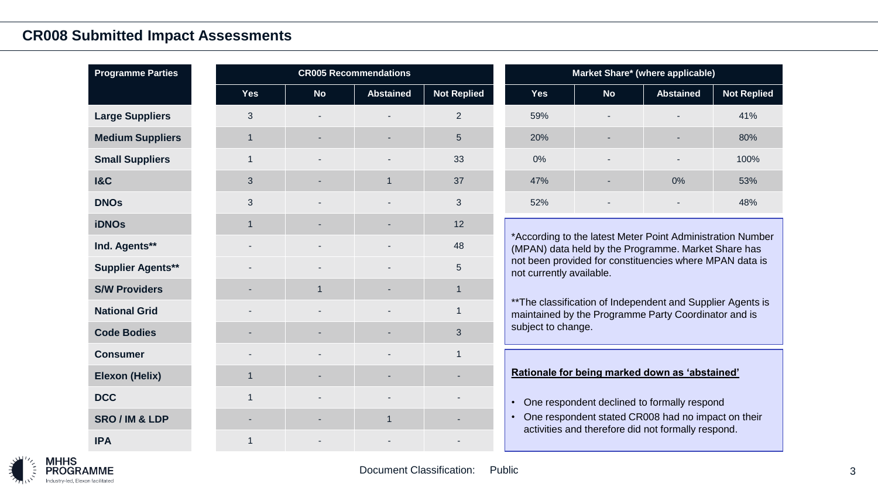## CR008 Submitted Impact Assessments

| Programme Parties | CR005 Recommendations | | | | Market Share* (where applicable) | | | |
|---|---|---|---|---|---|---|---|---|
| | Yes | No | Abstained | Not Replied | Yes | No | Abstained | Not Replied |
| **Large Suppliers** | 3 | - | - | 2 | 59% | - | - | 41% |
| **Medium Suppliers** | 1 | - | - | 5 | 20% | - | - | 80% |
| **Small Suppliers** | 1 | - | - | 33 | 0% | - | - | 100% |
| **I&C** | 3 | - | 1 | 37 | 47% | - | 0% | 53% |
| **DNOs** | 3 | - | - | 3 | 52% | - | - | 48% |
| **iDNOs** | 1 | - | - | 12 | | | | |
| **Ind. Agents**** | - | - | - | 48 | | | | |
| **Supplier Agents**** | - | - | - | 5 | | | | |
| **S/W Providers** | - | 1 | - | 1 | | | | |
| **National Grid** | - | - | - | 1 | | | | |
| **Code Bodies** | - | - | - | 3 | | | | |
| **Consumer** | - | - | - | 1 | | | | |
| **Elexon (Helix)** | 1 | - | - | - | | | | |
| **DCC** | 1 | - | - | - | | | | |
| **SRO / IM & LDP** | - | - | 1 | - | | | | |
| **IPA** | 1 | - | - | - | | | | |

*According to the latest Meter Point Administration Number (MPAN) data held by the Programme. Market Share has not been provided for constituencies where MPAN data is not currently available.

**The classification of Independent and Supplier Agents is maintained by the Programme Party Coordinator and is subject to change.

**Rationale for being marked down as 'abstained'**

- One respondent declined to formally respond
- One respondent stated CR008 had no impact on their activities and therefore did not formally respond.